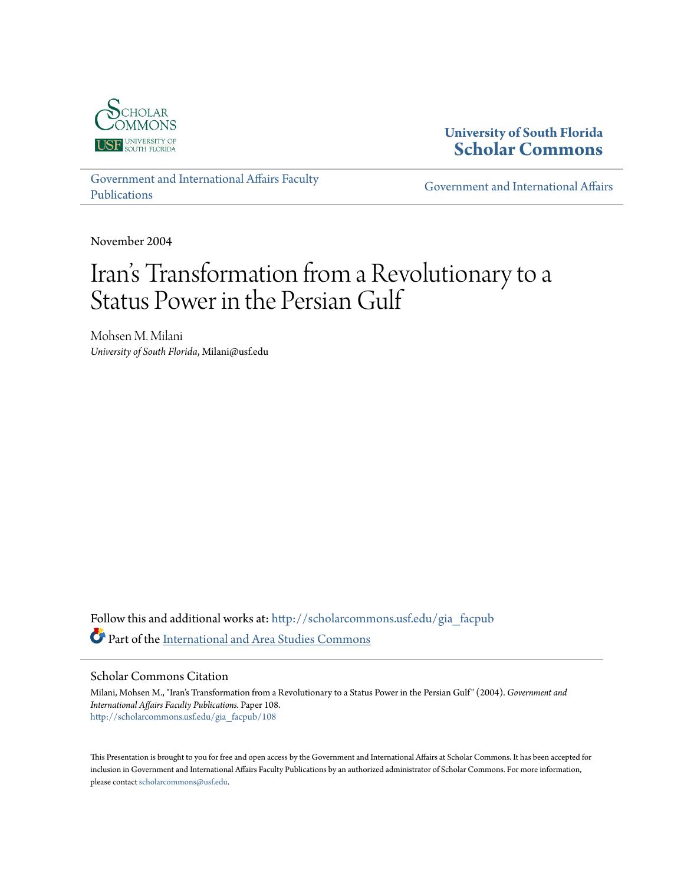University of South Florida
**Scholar Commons**

Government and International Affairs Faculty Publications

Government and International Affairs

November 2004

# Iran's Transformation from a Revolutionary to a Status Power in the Persian Gulf

Mohsen M. Milani
*University of South Florida*, Milani@usf.edu

Follow this and additional works at: http://scholarcommons.usf.edu/gia_facpub

Part of the International and Area Studies Commons

## Scholar Commons Citation

Milani, Mohsen M., "Iran's Transformation from a Revolutionary to a Status Power in the Persian Gulf" (2004). *Government and International Affairs Faculty Publications.* Paper 108.
http://scholarcommons.usf.edu/gia_facpub/108

This Presentation is brought to you for free and open access by the Government and International Affairs at Scholar Commons. It has been accepted for inclusion in Government and International Affairs Faculty Publications by an authorized administrator of Scholar Commons. For more information, please contact scholarcommons@usf.edu.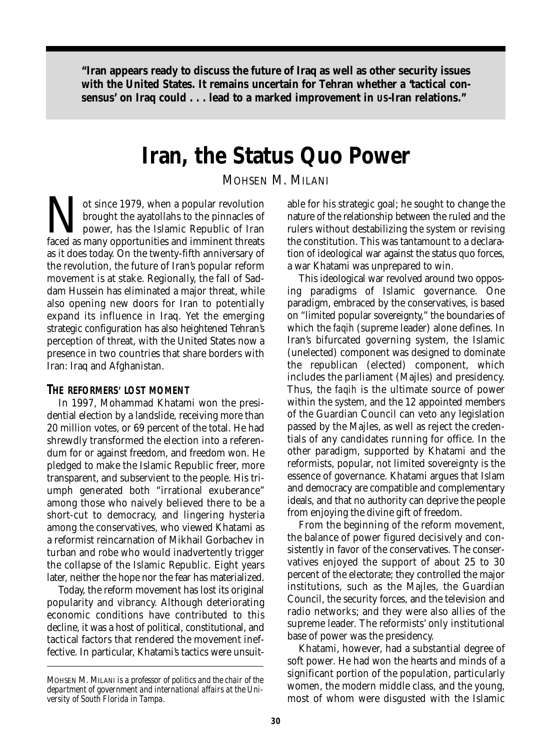**"Iran appears ready to discuss the future of Iraq as well as other security issues with the United States. It remains uncertain for Tehran whether a 'tactical consensus' on Iraq could . . . lead to a marked improvement in US-Iran relations."**

# Iran, the Status Quo Power

MOHSEN M. MILANI

Not since 1979, when a popular revolution brought the ayatollahs to the pinnacles of power, has the Islamic Republic of Iran faced as many opportunities and imminent threats as it does today. On the twenty-fifth anniversary of the revolution, the future of Iran's popular reform movement is at stake. Regionally, the fall of Saddam Hussein has eliminated a major threat, while also opening new doors for Iran to potentially expand its influence in Iraq. Yet the emerging strategic configuration has also heightened Tehran's perception of threat, with the United States now a presence in two countries that share borders with Iran: Iraq and Afghanistan.

## THE REFORMERS' LOST MOMENT

In 1997, Mohammad Khatami won the presidential election by a landslide, receiving more than 20 million votes, or 69 percent of the total. He had shrewdly transformed the election into a referendum for or against freedom, and freedom won. He pledged to make the Islamic Republic freer, more transparent, and subservient to the people. His triumph generated both "irrational exuberance" among those who naively believed there to be a short-cut to democracy, and lingering hysteria among the conservatives, who viewed Khatami as a reformist reincarnation of Mikhail Gorbachev in turban and robe who would inadvertently trigger the collapse of the Islamic Republic. Eight years later, neither the hope nor the fear has materialized.

Today, the reform movement has lost its original popularity and vibrancy. Although deteriorating economic conditions have contributed to this decline, it was a host of political, constitutional, and tactical factors that rendered the movement ineffective. In particular, Khatami's tactics were unsuitable for his strategic goal; he sought to change the nature of the relationship between the ruled and the rulers without destabilizing the system or revising the constitution. This was tantamount to a declaration of ideological war against the status quo forces, a war Khatami was unprepared to win.

This ideological war revolved around two opposing paradigms of Islamic governance. One paradigm, embraced by the conservatives, is based on "limited popular sovereignty," the boundaries of which the *faqih* (supreme leader) alone defines. In Iran's bifurcated governing system, the Islamic (unelected) component was designed to dominate the republican (elected) component, which includes the parliament (Majles) and presidency. Thus, the *faqih* is the ultimate source of power within the system, and the 12 appointed members of the Guardian Council can veto any legislation passed by the Majles, as well as reject the credentials of any candidates running for office. In the other paradigm, supported by Khatami and the reformists, popular, not limited sovereignty is the essence of governance. Khatami argues that Islam and democracy are compatible and complementary ideals, and that no authority can deprive the people from enjoying the divine gift of freedom.

From the beginning of the reform movement, the balance of power figured decisively and consistently in favor of the conservatives. The conservatives enjoyed the support of about 25 to 30 percent of the electorate; they controlled the major institutions, such as the Majles, the Guardian Council, the security forces, and the television and radio networks; and they were also allies of the supreme leader. The reformists' only institutional base of power was the presidency.

Khatami, however, had a substantial degree of soft power. He had won the hearts and minds of a significant portion of the population, particularly women, the modern middle class, and the young, most of whom were disgusted with the Islamic

---

*MOHSEN M. MILANI is a professor of politics and the chair of the department of government and international affairs at the University of South Florida in Tampa.*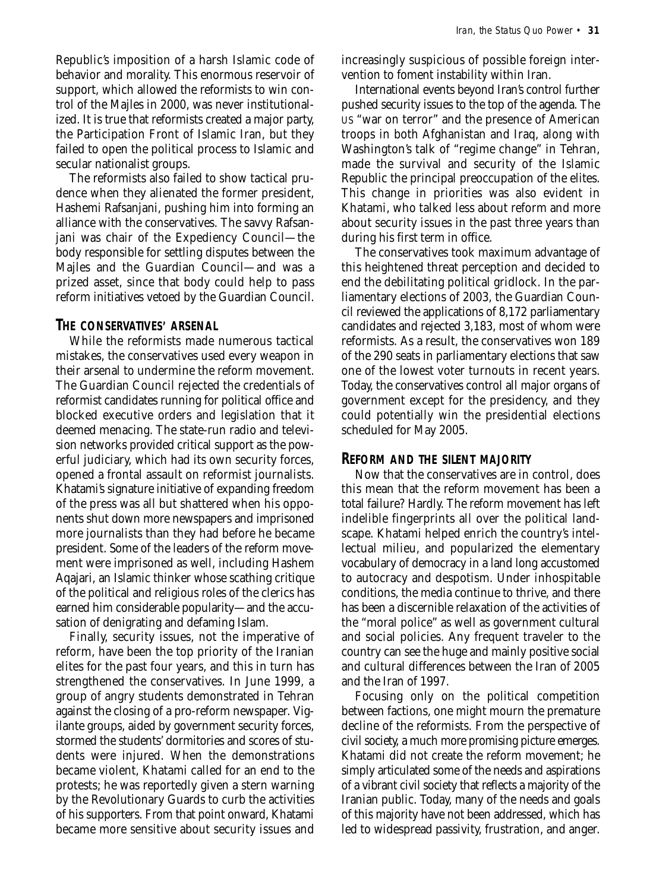Republic's imposition of a harsh Islamic code of behavior and morality. This enormous reservoir of support, which allowed the reformists to win control of the Majles in 2000, was never institutionalized. It is true that reformists created a major party, the Participation Front of Islamic Iran, but they failed to open the political process to Islamic and secular nationalist groups.

The reformists also failed to show tactical prudence when they alienated the former president, Hashemi Rafsanjani, pushing him into forming an alliance with the conservatives. The savvy Rafsanjani was chair of the Expediency Council—the body responsible for settling disputes between the Majles and the Guardian Council—and was a prized asset, since that body could help to pass reform initiatives vetoed by the Guardian Council.

## THE CONSERVATIVES' ARSENAL

While the reformists made numerous tactical mistakes, the conservatives used every weapon in their arsenal to undermine the reform movement. The Guardian Council rejected the credentials of reformist candidates running for political office and blocked executive orders and legislation that it deemed menacing. The state-run radio and television networks provided critical support as the powerful judiciary, which had its own security forces, opened a frontal assault on reformist journalists. Khatami's signature initiative of expanding freedom of the press was all but shattered when his opponents shut down more newspapers and imprisoned more journalists than they had before he became president. Some of the leaders of the reform movement were imprisoned as well, including Hashem Aqajari, an Islamic thinker whose scathing critique of the political and religious roles of the clerics has earned him considerable popularity—and the accusation of denigrating and defaming Islam.

Finally, security issues, not the imperative of reform, have been the top priority of the Iranian elites for the past four years, and this in turn has strengthened the conservatives. In June 1999, a group of angry students demonstrated in Tehran against the closing of a pro-reform newspaper. Vigilante groups, aided by government security forces, stormed the students' dormitories and scores of students were injured. When the demonstrations became violent, Khatami called for an end to the protests; he was reportedly given a stern warning by the Revolutionary Guards to curb the activities of his supporters. From that point onward, Khatami became more sensitive about security issues and increasingly suspicious of possible foreign intervention to foment instability within Iran.

International events beyond Iran's control further pushed security issues to the top of the agenda. The US "war on terror" and the presence of American troops in both Afghanistan and Iraq, along with Washington's talk of "regime change" in Tehran, made the survival and security of the Islamic Republic the principal preoccupation of the elites. This change in priorities was also evident in Khatami, who talked less about reform and more about security issues in the past three years than during his first term in office.

The conservatives took maximum advantage of this heightened threat perception and decided to end the debilitating political gridlock. In the parliamentary elections of 2003, the Guardian Council reviewed the applications of 8,172 parliamentary candidates and rejected 3,183, most of whom were reformists. As a result, the conservatives won 189 of the 290 seats in parliamentary elections that saw one of the lowest voter turnouts in recent years. Today, the conservatives control all major organs of government except for the presidency, and they could potentially win the presidential elections scheduled for May 2005.

## REFORM AND THE SILENT MAJORITY

Now that the conservatives are in control, does this mean that the reform movement has been a total failure? Hardly. The reform movement has left indelible fingerprints all over the political landscape. Khatami helped enrich the country's intellectual milieu, and popularized the elementary vocabulary of democracy in a land long accustomed to autocracy and despotism. Under inhospitable conditions, the media continue to thrive, and there has been a discernible relaxation of the activities of the "moral police" as well as government cultural and social policies. Any frequent traveler to the country can see the huge and mainly positive social and cultural differences between the Iran of 2005 and the Iran of 1997.

Focusing only on the political competition between factions, one might mourn the premature decline of the reformists. From the perspective of civil society, a much more promising picture emerges. Khatami did not create the reform movement; he simply articulated some of the needs and aspirations of a vibrant civil society that reflects a majority of the Iranian public. Today, many of the needs and goals of this majority have not been addressed, which has led to widespread passivity, frustration, and anger.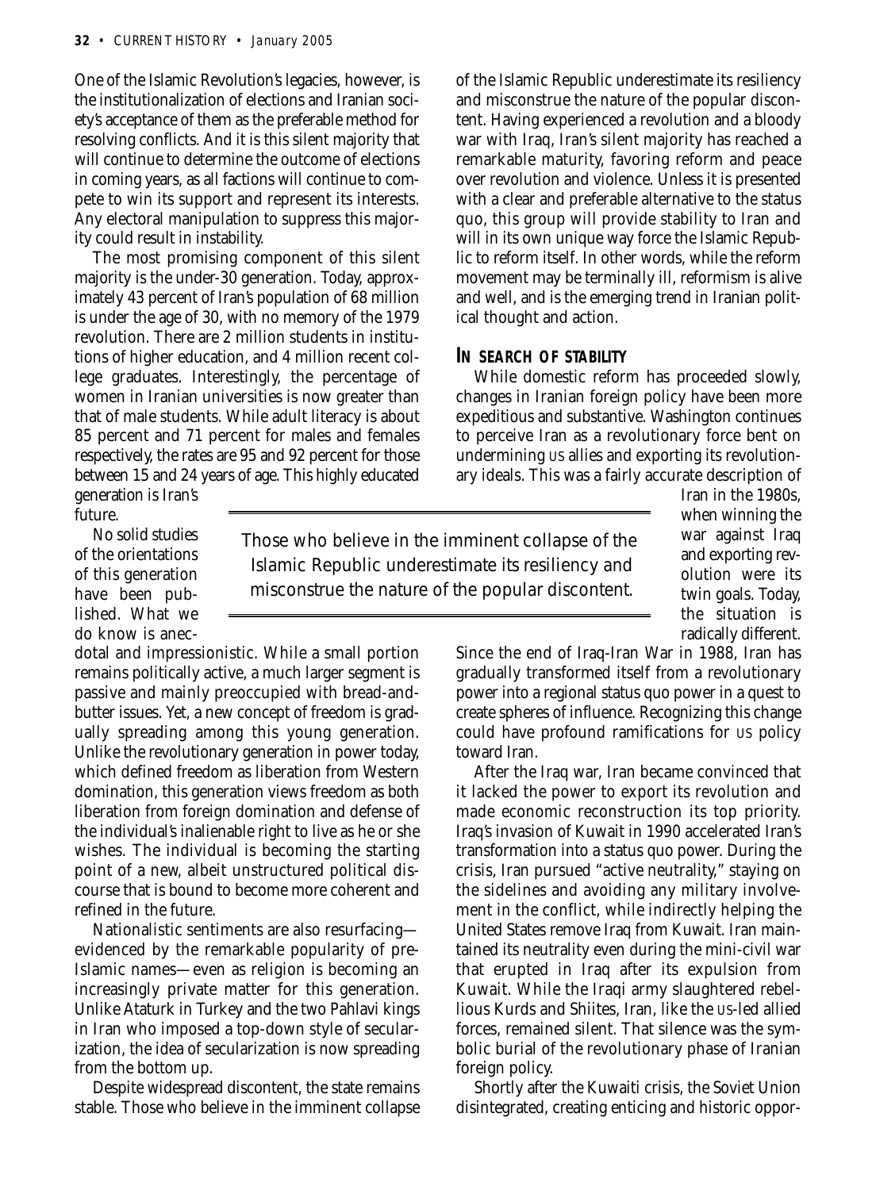One of the Islamic Revolution's legacies, however, is the institutionalization of elections and Iranian society's acceptance of them as the preferable method for resolving conflicts. And it is this silent majority that will continue to determine the outcome of elections in coming years, as all factions will continue to compete to win its support and represent its interests. Any electoral manipulation to suppress this majority could result in instability.

The most promising component of this silent majority is the under-30 generation. Today, approximately 43 percent of Iran's population of 68 million is under the age of 30, with no memory of the 1979 revolution. There are 2 million students in institutions of higher education, and 4 million recent college graduates. Interestingly, the percentage of women in Iranian universities is now greater than that of male students. While adult literacy is about 85 percent and 71 percent for males and females respectively, the rates are 95 and 92 percent for those between 15 and 24 years of age. This highly educated generation is Iran's future.

No solid studies of the orientations of this generation have been published. What we do know is anecdotal and impressionistic. While a small portion remains politically active, a much larger segment is passive and mainly preoccupied with bread-and-butter issues. Yet, a new concept of freedom is gradually spreading among this young generation. Unlike the revolutionary generation in power today, which defined freedom as liberation from Western domination, this generation views freedom as both liberation from foreign domination and defense of the individual's inalienable right to live as he or she wishes. The individual is becoming the starting point of a new, albeit unstructured political discourse that is bound to become more coherent and refined in the future.

Nationalistic sentiments are also resurfacing—evidenced by the remarkable popularity of pre-Islamic names—even as religion is becoming an increasingly private matter for this generation. Unlike Ataturk in Turkey and the two Pahlavi kings in Iran who imposed a top-down style of secularization, the idea of secularization is now spreading from the bottom up.

Despite widespread discontent, the state remains stable. Those who believe in the imminent collapse of the Islamic Republic underestimate its resiliency and misconstrue the nature of the popular discontent. Having experienced a revolution and a bloody war with Iraq, Iran's silent majority has reached a remarkable maturity, favoring reform and peace over revolution and violence. Unless it is presented with a clear and preferable alternative to the status quo, this group will provide stability to Iran and will in its own unique way force the Islamic Republic to reform itself. In other words, while the reform movement may be terminally ill, reformism is alive and well, and is the emerging trend in Iranian political thought and action.

> Those who believe in the imminent collapse of the Islamic Republic underestimate its resiliency and misconstrue the nature of the popular discontent.

## IN SEARCH OF STABILITY

While domestic reform has proceeded slowly, changes in Iranian foreign policy have been more expeditious and substantive. Washington continues to perceive Iran as a revolutionary force bent on undermining US allies and exporting its revolutionary ideals. This was a fairly accurate description of Iran in the 1980s, when winning the war against Iraq and exporting revolution were its twin goals. Today, the situation is radically different. Since the end of Iraq-Iran War in 1988, Iran has gradually transformed itself from a revolutionary power into a regional status quo power in a quest to create spheres of influence. Recognizing this change could have profound ramifications for US policy toward Iran.

After the Iraq war, Iran became convinced that it lacked the power to export its revolution and made economic reconstruction its top priority. Iraq's invasion of Kuwait in 1990 accelerated Iran's transformation into a status quo power. During the crisis, Iran pursued "active neutrality," staying on the sidelines and avoiding any military involvement in the conflict, while indirectly helping the United States remove Iraq from Kuwait. Iran maintained its neutrality even during the mini-civil war that erupted in Iraq after its expulsion from Kuwait. While the Iraqi army slaughtered rebellious Kurds and Shiites, Iran, like the US-led allied forces, remained silent. That silence was the symbolic burial of the revolutionary phase of Iranian foreign policy.

Shortly after the Kuwaiti crisis, the Soviet Union disintegrated, creating enticing and historic oppor-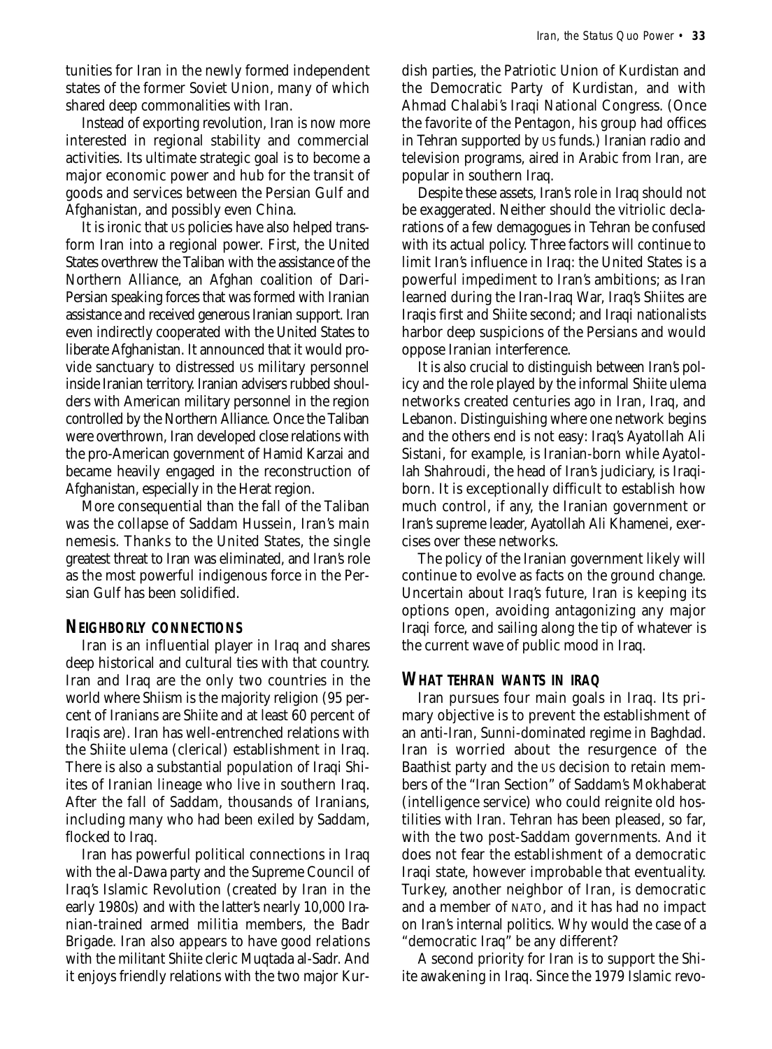tunities for Iran in the newly formed independent states of the former Soviet Union, many of which shared deep commonalities with Iran.

Instead of exporting revolution, Iran is now more interested in regional stability and commercial activities. Its ultimate strategic goal is to become a major economic power and hub for the transit of goods and services between the Persian Gulf and Afghanistan, and possibly even China.

It is ironic that US policies have also helped transform Iran into a regional power. First, the United States overthrew the Taliban with the assistance of the Northern Alliance, an Afghan coalition of Dari-Persian speaking forces that was formed with Iranian assistance and received generous Iranian support. Iran even indirectly cooperated with the United States to liberate Afghanistan. It announced that it would provide sanctuary to distressed US military personnel inside Iranian territory. Iranian advisers rubbed shoulders with American military personnel in the region controlled by the Northern Alliance. Once the Taliban were overthrown, Iran developed close relations with the pro-American government of Hamid Karzai and became heavily engaged in the reconstruction of Afghanistan, especially in the Herat region.

More consequential than the fall of the Taliban was the collapse of Saddam Hussein, Iran's main nemesis. Thanks to the United States, the single greatest threat to Iran was eliminated, and Iran's role as the most powerful indigenous force in the Persian Gulf has been solidified.

## NEIGHBORLY CONNECTIONS

Iran is an influential player in Iraq and shares deep historical and cultural ties with that country. Iran and Iraq are the only two countries in the world where Shiism is the majority religion (95 percent of Iranians are Shiite and at least 60 percent of Iraqis are). Iran has well-entrenched relations with the Shiite ulema (clerical) establishment in Iraq. There is also a substantial population of Iraqi Shiites of Iranian lineage who live in southern Iraq. After the fall of Saddam, thousands of Iranians, including many who had been exiled by Saddam, flocked to Iraq.

Iran has powerful political connections in Iraq with the al-Dawa party and the Supreme Council of Iraq's Islamic Revolution (created by Iran in the early 1980s) and with the latter's nearly 10,000 Iranian-trained armed militia members, the Badr Brigade. Iran also appears to have good relations with the militant Shiite cleric Muqtada al-Sadr. And it enjoys friendly relations with the two major Kurdish parties, the Patriotic Union of Kurdistan and the Democratic Party of Kurdistan, and with Ahmad Chalabi's Iraqi National Congress. (Once the favorite of the Pentagon, his group had offices in Tehran supported by US funds.) Iranian radio and television programs, aired in Arabic from Iran, are popular in southern Iraq.

Despite these assets, Iran's role in Iraq should not be exaggerated. Neither should the vitriolic declarations of a few demagogues in Tehran be confused with its actual policy. Three factors will continue to limit Iran's influence in Iraq: the United States is a powerful impediment to Iran's ambitions; as Iran learned during the Iran-Iraq War, Iraq's Shiites are Iraqis first and Shiite second; and Iraqi nationalists harbor deep suspicions of the Persians and would oppose Iranian interference.

It is also crucial to distinguish between Iran's policy and the role played by the informal Shiite ulema networks created centuries ago in Iran, Iraq, and Lebanon. Distinguishing where one network begins and the others end is not easy: Iraq's Ayatollah Ali Sistani, for example, is Iranian-born while Ayatollah Shahroudi, the head of Iran's judiciary, is Iraqi-born. It is exceptionally difficult to establish how much control, if any, the Iranian government or Iran's supreme leader, Ayatollah Ali Khamenei, exercises over these networks.

The policy of the Iranian government likely will continue to evolve as facts on the ground change. Uncertain about Iraq's future, Iran is keeping its options open, avoiding antagonizing any major Iraqi force, and sailing along the tip of whatever is the current wave of public mood in Iraq.

## WHAT TEHRAN WANTS IN IRAQ

Iran pursues four main goals in Iraq. Its primary objective is to prevent the establishment of an anti-Iran, Sunni-dominated regime in Baghdad. Iran is worried about the resurgence of the Baathist party and the US decision to retain members of the "Iran Section" of Saddam's Mokhaberat (intelligence service) who could reignite old hostilities with Iran. Tehran has been pleased, so far, with the two post-Saddam governments. And it does not fear the establishment of a democratic Iraqi state, however improbable that eventuality. Turkey, another neighbor of Iran, is democratic and a member of NATO, and it has had no impact on Iran's internal politics. Why would the case of a "democratic Iraq" be any different?

A second priority for Iran is to support the Shiite awakening in Iraq. Since the 1979 Islamic revo-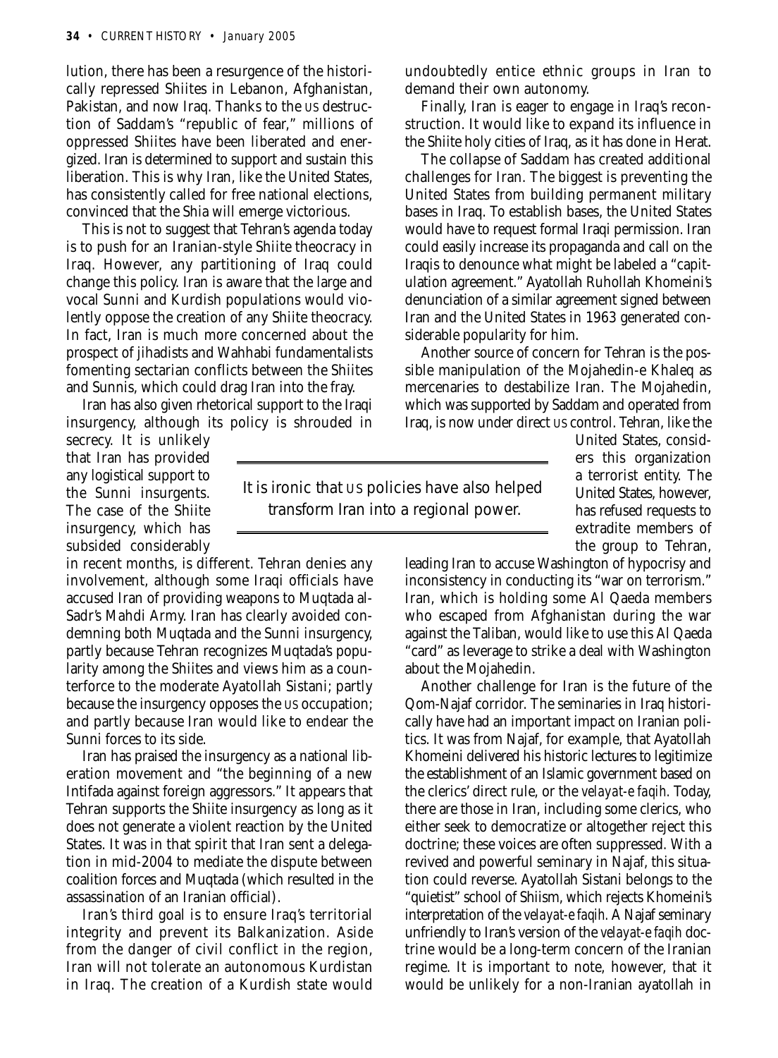lution, there has been a resurgence of the historically repressed Shiites in Lebanon, Afghanistan, Pakistan, and now Iraq. Thanks to the US destruction of Saddam's "republic of fear," millions of oppressed Shiites have been liberated and energized. Iran is determined to support and sustain this liberation. This is why Iran, like the United States, has consistently called for free national elections, convinced that the Shia will emerge victorious.

This is not to suggest that Tehran's agenda today is to push for an Iranian-style Shiite theocracy in Iraq. However, any partitioning of Iraq could change this policy. Iran is aware that the large and vocal Sunni and Kurdish populations would violently oppose the creation of any Shiite theocracy. In fact, Iran is much more concerned about the prospect of jihadists and Wahhabi fundamentalists fomenting sectarian conflicts between the Shiites and Sunnis, which could drag Iran into the fray.

Iran has also given rhetorical support to the Iraqi insurgency, although its policy is shrouded in secrecy. It is unlikely that Iran has provided any logistical support to the Sunni insurgents. The case of the Shiite insurgency, which has subsided considerably in recent months, is different. Tehran denies any involvement, although some Iraqi officials have accused Iran of providing weapons to Muqtada al-Sadr's Mahdi Army. Iran has clearly avoided condemning both Muqtada and the Sunni insurgency, partly because Tehran recognizes Muqtada's popularity among the Shiites and views him as a counterforce to the moderate Ayatollah Sistani; partly because the insurgency opposes the US occupation; and partly because Iran would like to endear the Sunni forces to its side.

Iran has praised the insurgency as a national liberation movement and "the beginning of a new Intifada against foreign aggressors." It appears that Tehran supports the Shiite insurgency as long as it does not generate a violent reaction by the United States. It was in that spirit that Iran sent a delegation in mid-2004 to mediate the dispute between coalition forces and Muqtada (which resulted in the assassination of an Iranian official).

Iran's third goal is to ensure Iraq's territorial integrity and prevent its Balkanization. Aside from the danger of civil conflict in the region, Iran will not tolerate an autonomous Kurdistan in Iraq. The creation of a Kurdish state would undoubtedly entice ethnic groups in Iran to demand their own autonomy.

Finally, Iran is eager to engage in Iraq's reconstruction. It would like to expand its influence in the Shiite holy cities of Iraq, as it has done in Herat.

The collapse of Saddam has created additional challenges for Iran. The biggest is preventing the United States from building permanent military bases in Iraq. To establish bases, the United States would have to request formal Iraqi permission. Iran could easily increase its propaganda and call on the Iraqis to denounce what might be labeled a "capitulation agreement." Ayatollah Ruhollah Khomeini's denunciation of a similar agreement signed between Iran and the United States in 1963 generated considerable popularity for him.

Another source of concern for Tehran is the possible manipulation of the Mojahedin-e Khaleq as mercenaries to destabilize Iran. The Mojahedin, which was supported by Saddam and operated from Iraq, is now under direct US control. Tehran, like the United States, considers this organization a terrorist entity. The United States, however, has refused requests to extradite members of the group to Tehran, leading Iran to accuse Washington of hypocrisy and inconsistency in conducting its "war on terrorism." Iran, which is holding some Al Qaeda members who escaped from Afghanistan during the war against the Taliban, would like to use this Al Qaeda "card" as leverage to strike a deal with Washington about the Mojahedin.

> It is ironic that US policies have also helped transform Iran into a regional power.

Another challenge for Iran is the future of the Qom-Najaf corridor. The seminaries in Iraq historically have had an important impact on Iranian politics. It was from Najaf, for example, that Ayatollah Khomeini delivered his historic lectures to legitimize the establishment of an Islamic government based on the clerics' direct rule, or the *velayat-e faqih.* Today, there are those in Iran, including some clerics, who either seek to democratize or altogether reject this doctrine; these voices are often suppressed. With a revived and powerful seminary in Najaf, this situation could reverse. Ayatollah Sistani belongs to the "quietist" school of Shiism, which rejects Khomeini's interpretation of the *velayat-e faqih.* A Najaf seminary unfriendly to Iran's version of the *velayat-e faqih* doctrine would be a long-term concern of the Iranian regime. It is important to note, however, that it would be unlikely for a non-Iranian ayatollah in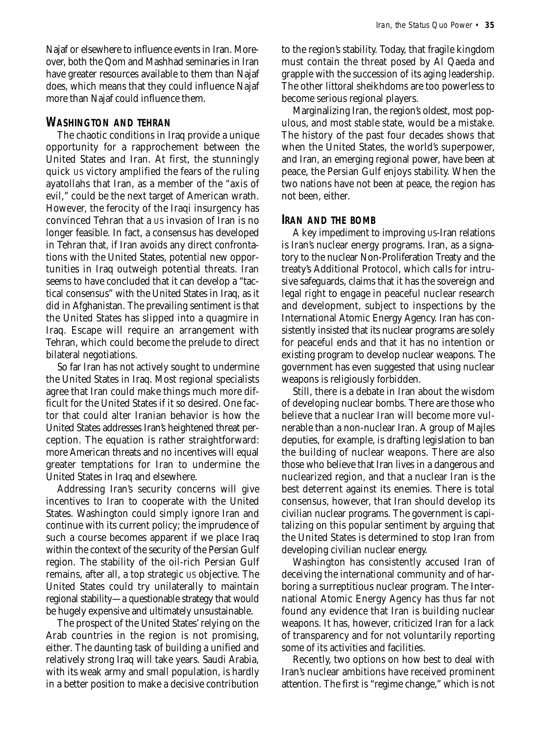Najaf or elsewhere to influence events in Iran. Moreover, both the Qom and Mashhad seminaries in Iran have greater resources available to them than Najaf does, which means that they could influence Najaf more than Najaf could influence them.

## WASHINGTON AND TEHRAN

The chaotic conditions in Iraq provide a unique opportunity for a rapprochement between the United States and Iran. At first, the stunningly quick US victory amplified the fears of the ruling ayatollahs that Iran, as a member of the "axis of evil," could be the next target of American wrath. However, the ferocity of the Iraqi insurgency has convinced Tehran that a US invasion of Iran is no longer feasible. In fact, a consensus has developed in Tehran that, if Iran avoids any direct confrontations with the United States, potential new opportunities in Iraq outweigh potential threats. Iran seems to have concluded that it can develop a "tactical consensus" with the United States in Iraq, as it did in Afghanistan. The prevailing sentiment is that the United States has slipped into a quagmire in Iraq. Escape will require an arrangement with Tehran, which could become the prelude to direct bilateral negotiations.

So far Iran has not actively sought to undermine the United States in Iraq. Most regional specialists agree that Iran could make things much more difficult for the United States if it so desired. One factor that could alter Iranian behavior is how the United States addresses Iran's heightened threat perception. The equation is rather straightforward: more American threats and no incentives will equal greater temptations for Iran to undermine the United States in Iraq and elsewhere.

Addressing Iran's security concerns will give incentives to Iran to cooperate with the United States. Washington could simply ignore Iran and continue with its current policy; the imprudence of such a course becomes apparent if we place Iraq within the context of the security of the Persian Gulf region. The stability of the oil-rich Persian Gulf remains, after all, a top strategic US objective. The United States could try unilaterally to maintain regional stability—a questionable strategy that would be hugely expensive and ultimately unsustainable.

The prospect of the United States' relying on the Arab countries in the region is not promising, either. The daunting task of building a unified and relatively strong Iraq will take years. Saudi Arabia, with its weak army and small population, is hardly in a better position to make a decisive contribution to the region's stability. Today, that fragile kingdom must contain the threat posed by Al Qaeda and grapple with the succession of its aging leadership. The other littoral sheikhdoms are too powerless to become serious regional players.

Marginalizing Iran, the region's oldest, most populous, and most stable state, would be a mistake. The history of the past four decades shows that when the United States, the world's superpower, and Iran, an emerging regional power, have been at peace, the Persian Gulf enjoys stability. When the two nations have not been at peace, the region has not been, either.

## IRAN AND THE BOMB

A key impediment to improving US-Iran relations is Iran's nuclear energy programs. Iran, as a signatory to the nuclear Non-Proliferation Treaty and the treaty's Additional Protocol, which calls for intrusive safeguards, claims that it has the sovereign and legal right to engage in peaceful nuclear research and development, subject to inspections by the International Atomic Energy Agency. Iran has consistently insisted that its nuclear programs are solely for peaceful ends and that it has no intention or existing program to develop nuclear weapons. The government has even suggested that using nuclear weapons is religiously forbidden.

Still, there is a debate in Iran about the wisdom of developing nuclear bombs. There are those who believe that a nuclear Iran will become more vulnerable than a non-nuclear Iran. A group of Majles deputies, for example, is drafting legislation to ban the building of nuclear weapons. There are also those who believe that Iran lives in a dangerous and nuclearized region, and that a nuclear Iran is the best deterrent against its enemies. There is total consensus, however, that Iran should develop its civilian nuclear programs. The government is capitalizing on this popular sentiment by arguing that the United States is determined to stop Iran from developing civilian nuclear energy.

Washington has consistently accused Iran of deceiving the international community and of harboring a surreptitious nuclear program. The International Atomic Energy Agency has thus far not found any evidence that Iran is building nuclear weapons. It has, however, criticized Iran for a lack of transparency and for not voluntarily reporting some of its activities and facilities.

Recently, two options on how best to deal with Iran's nuclear ambitions have received prominent attention. The first is "regime change," which is not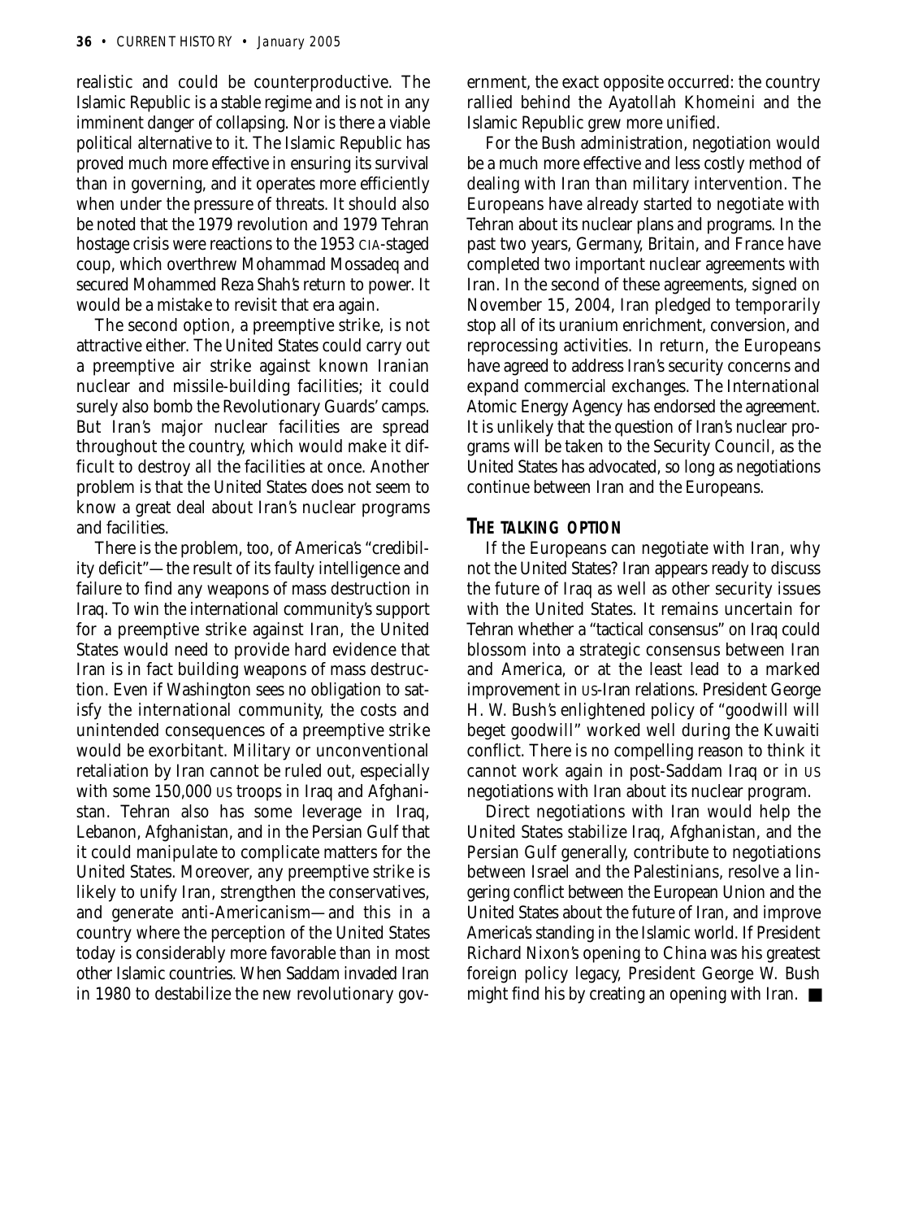realistic and could be counterproductive. The Islamic Republic is a stable regime and is not in any imminent danger of collapsing. Nor is there a viable political alternative to it. The Islamic Republic has proved much more effective in ensuring its survival than in governing, and it operates more efficiently when under the pressure of threats. It should also be noted that the 1979 revolution and 1979 Tehran hostage crisis were reactions to the 1953 CIA-staged coup, which overthrew Mohammad Mossadeq and secured Mohammed Reza Shah's return to power. It would be a mistake to revisit that era again.

The second option, a preemptive strike, is not attractive either. The United States could carry out a preemptive air strike against known Iranian nuclear and missile-building facilities; it could surely also bomb the Revolutionary Guards' camps. But Iran's major nuclear facilities are spread throughout the country, which would make it difficult to destroy all the facilities at once. Another problem is that the United States does not seem to know a great deal about Iran's nuclear programs and facilities.

There is the problem, too, of America's "credibility deficit"—the result of its faulty intelligence and failure to find any weapons of mass destruction in Iraq. To win the international community's support for a preemptive strike against Iran, the United States would need to provide hard evidence that Iran is in fact building weapons of mass destruction. Even if Washington sees no obligation to satisfy the international community, the costs and unintended consequences of a preemptive strike would be exorbitant. Military or unconventional retaliation by Iran cannot be ruled out, especially with some 150,000 US troops in Iraq and Afghanistan. Tehran also has some leverage in Iraq, Lebanon, Afghanistan, and in the Persian Gulf that it could manipulate to complicate matters for the United States. Moreover, any preemptive strike is likely to unify Iran, strengthen the conservatives, and generate anti-Americanism—and this in a country where the perception of the United States today is considerably more favorable than in most other Islamic countries. When Saddam invaded Iran in 1980 to destabilize the new revolutionary government, the exact opposite occurred: the country rallied behind the Ayatollah Khomeini and the Islamic Republic grew more unified.

For the Bush administration, negotiation would be a much more effective and less costly method of dealing with Iran than military intervention. The Europeans have already started to negotiate with Tehran about its nuclear plans and programs. In the past two years, Germany, Britain, and France have completed two important nuclear agreements with Iran. In the second of these agreements, signed on November 15, 2004, Iran pledged to temporarily stop all of its uranium enrichment, conversion, and reprocessing activities. In return, the Europeans have agreed to address Iran's security concerns and expand commercial exchanges. The International Atomic Energy Agency has endorsed the agreement. It is unlikely that the question of Iran's nuclear programs will be taken to the Security Council, as the United States has advocated, so long as negotiations continue between Iran and the Europeans.

## THE TALKING OPTION

If the Europeans can negotiate with Iran, why not the United States? Iran appears ready to discuss the future of Iraq as well as other security issues with the United States. It remains uncertain for Tehran whether a "tactical consensus" on Iraq could blossom into a strategic consensus between Iran and America, or at the least lead to a marked improvement in US-Iran relations. President George H. W. Bush's enlightened policy of "goodwill will beget goodwill" worked well during the Kuwaiti conflict. There is no compelling reason to think it cannot work again in post-Saddam Iraq or in US negotiations with Iran about its nuclear program.

Direct negotiations with Iran would help the United States stabilize Iraq, Afghanistan, and the Persian Gulf generally, contribute to negotiations between Israel and the Palestinians, resolve a lingering conflict between the European Union and the United States about the future of Iran, and improve America's standing in the Islamic world. If President Richard Nixon's opening to China was his greatest foreign policy legacy, President George W. Bush might find his by creating an opening with Iran. ■